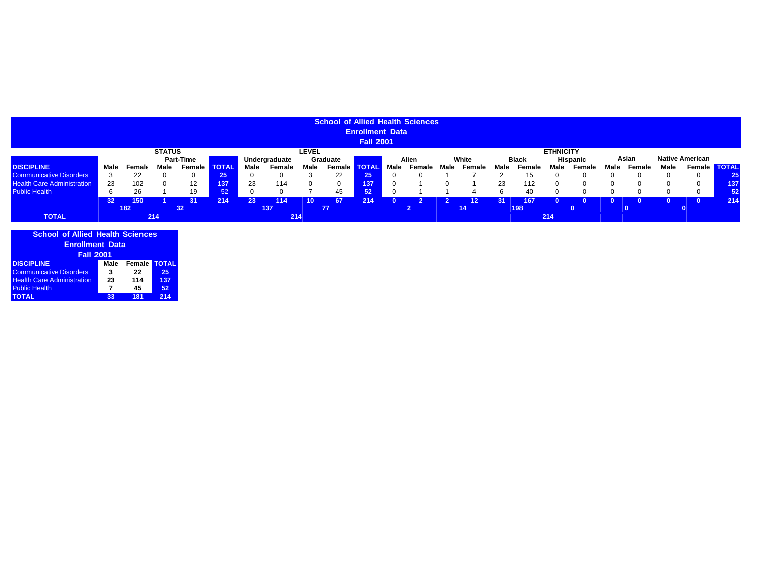# School of Allied Health Sciences
## Enrollment Data
### Fall 2001

| DISCIPLINE | STATUS | | | | | LEVEL | | | | | ETHNICITY | | | | | | | | | | | | |
|---|---|---|---|---|---|---|---|---|---|---|---|---|---|---|---|---|---|---|---|---|---|---|---|
| | | | Part-Time | | | Undergraduate | | Graduate | | | Alien | | White | | Black | | Hispanic | | Asian | | Native American | | |
| | Male | Female | Male | Female | TOTAL | Male | Female | Male | Female | TOTAL | Male | Female | Male | Female | Male | Female | Male | Female | Male | Female | Male | Female | TOTAL |
| Communicative Disorders | 3 | 22 | 0 | 0 | 25 | 0 | 0 | 3 | 22 | 25 | 0 | 0 | 1 | 7 | 2 | 15 | 0 | 0 | 0 | 0 | 0 | 0 | 25 |
| Health Care Administration | 23 | 102 | 0 | 12 | 137 | 23 | 114 | 0 | 0 | 137 | 0 | 1 | 0 | 1 | 23 | 112 | 0 | 0 | 0 | 0 | 0 | 0 | 137 |
| Public Health | 6 | 26 | 1 | 19 | 52 | 0 | 0 | 7 | 45 | 52 | 0 | 1 | 1 | 4 | 6 | 40 | 0 | 0 | 0 | 0 | 0 | 0 | 52 |
| | 32 | 150 | 1 | 31 | 214 | 23 | 114 | 10 | 67 | 214 | 0 | 2 | 2 | 12 | 31 | 167 | 0 | 0 | 0 | 0 | 0 | 0 | 214 |
| | | 182 | | 32 | | | 137 | | 77 | | | 2 | | 14 | | 198 | | 0 | | 0 | | 0 | |
| TOTAL | | | 214 | | | | | 214 | | | | | | | | 214 | | | | | | | |

# School of Allied Health Sciences
## Enrollment Data
### Fall 2001

| DISCIPLINE | Male | Female | TOTAL |
|---|---|---|---|
| Communicative Disorders | 3 | 22 | 25 |
| Health Care Administration | 23 | 114 | 137 |
| Public Health | 7 | 45 | 52 |
| TOTAL | 33 | 181 | 214 |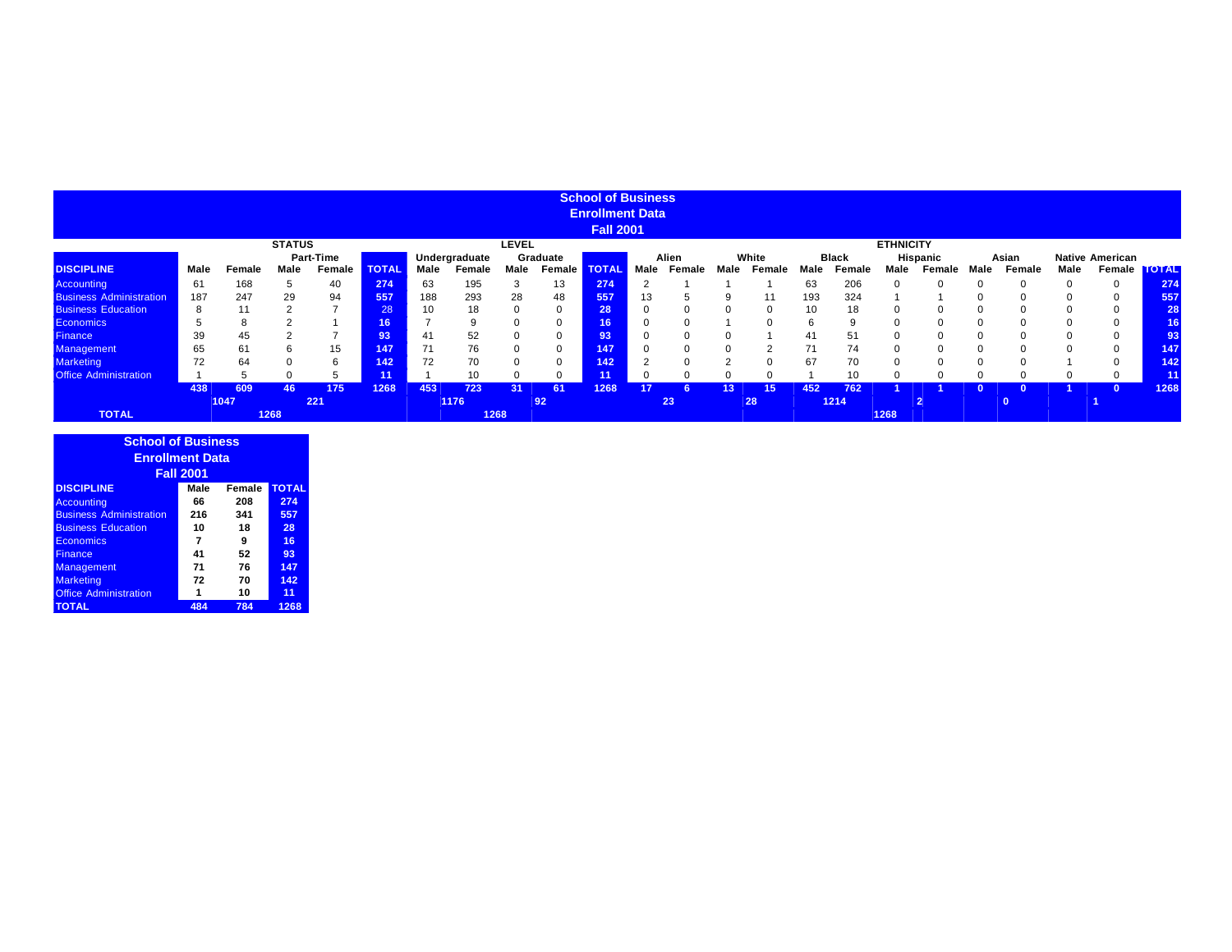# School of Business
## Enrollment Data
### Fall 2001

| | STATUS | | | | | LEVEL | | | | | ETHNICITY | | | | | | | | | | | | | |
|---|---|---|---|---|---|---|---|---|---|---|---|---|---|---|---|---|---|---|---|---|---|---|---|---|
| | | | Part-Time | | | Undergraduate | | Graduate | | | Alien | | White | | Black | | Hispanic | | Asian | | Native American | | |
| **DISCIPLINE** | **Male** | **Female** | **Male** | **Female** | **TOTAL** | **Male** | **Female** | **Male** | **Female** | **TOTAL** | **Male** | **Female** | **Male** | **Female** | **Male** | **Female** | **Male** | **Female** | **Male** | **Female** | **Male** | **Female** | **TOTAL** |
| Accounting | 61 | 168 | 5 | 40 | 274 | 63 | 195 | 3 | 13 | 274 | 2 | 1 | 1 | 1 | 63 | 206 | 0 | 0 | 0 | 0 | 0 | 0 | 274 |
| Business Administration | 187 | 247 | 29 | 94 | 557 | 188 | 293 | 28 | 48 | 557 | 13 | 5 | 9 | 11 | 193 | 324 | 1 | 1 | 0 | 0 | 0 | 0 | 557 |
| Business Education | 8 | 11 | 2 | 7 | 28 | 10 | 18 | 0 | 0 | 28 | 0 | 0 | 0 | 0 | 10 | 18 | 0 | 0 | 0 | 0 | 0 | 0 | 28 |
| Economics | 5 | 8 | 2 | 1 | 16 | 7 | 9 | 0 | 0 | 16 | 0 | 0 | 1 | 0 | 6 | 9 | 0 | 0 | 0 | 0 | 0 | 0 | 16 |
| Finance | 39 | 45 | 2 | 7 | 93 | 41 | 52 | 0 | 0 | 93 | 0 | 0 | 0 | 1 | 41 | 51 | 0 | 0 | 0 | 0 | 0 | 0 | 93 |
| Management | 65 | 61 | 6 | 15 | 147 | 71 | 76 | 0 | 0 | 147 | 0 | 0 | 0 | 2 | 71 | 74 | 0 | 0 | 0 | 0 | 0 | 0 | 147 |
| Marketing | 72 | 64 | 0 | 6 | 142 | 72 | 70 | 0 | 0 | 142 | 2 | 0 | 2 | 0 | 67 | 70 | 0 | 0 | 0 | 0 | 1 | 0 | 142 |
| Office Administration | 1 | 5 | 0 | 5 | 11 | 1 | 10 | 0 | 0 | 11 | 0 | 0 | 0 | 0 | 1 | 10 | 0 | 0 | 0 | 0 | 0 | 0 | 11 |
| | **438** | **609** | **46** | **175** | **1268** | **453** | **723** | **31** | **61** | **1268** | **17** | **6** | **13** | **15** | **452** | **762** | **1** | **1** | **0** | **0** | **1** | **0** | **1268** |
| | **1047** | | **221** | | | **1176** | | **92** | | | **23** | | **28** | | **1214** | | **2** | | **0** | | **1** | | |
| **TOTAL** | **1268** | | | | | **1268** | | | | | **1268** | | | | | | | | | | | | |

# School of Business
## Enrollment Data
### Fall 2001

| DISCIPLINE | Male | Female | TOTAL |
|---|---|---|---|
| Accounting | 66 | 208 | 274 |
| Business Administration | 216 | 341 | 557 |
| Business Education | 10 | 18 | 28 |
| Economics | 7 | 9 | 16 |
| Finance | 41 | 52 | 93 |
| Management | 71 | 76 | 147 |
| Marketing | 72 | 70 | 142 |
| Office Administration | 1 | 10 | 11 |
| **TOTAL** | **484** | **784** | **1268** |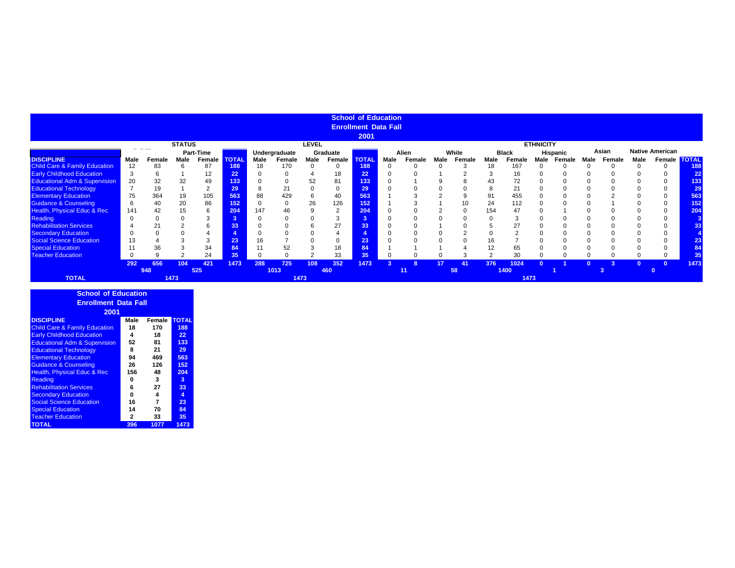## School of Education
## Enrollment Data Fall
## 2001

| DISCIPLINE | STATUS | | | | | LEVEL | | | | | ETHNICITY | | | | | | | | | | | | | |
|---|---|---|---|---|---|---|---|---|---|---|---|---|---|---|---|---|---|---|---|---|---|---|---|---|
| | Full-Time | | Part-Time | | | Undergraduate | | Graduate | | | Alien | | White | | Black | | Hispanic | | Asian | | Native American | | |
| | Male | Female | Male | Female | TOTAL | Male | Female | Male | Female | TOTAL | Male | Female | Male | Female | Male | Female | Male | Female | Male | Female | Male | Female | TOTAL |
| Child Care & Family Education | 12 | 83 | 6 | 87 | 188 | 18 | 170 | 0 | 0 | 188 | 0 | 0 | 0 | 3 | 18 | 167 | 0 | 0 | 0 | 0 | 0 | 0 | 188 |
| Early Childhood Education | 3 | 6 | 1 | 12 | 22 | 0 | 0 | 4 | 18 | 22 | 0 | 0 | 1 | 2 | 3 | 16 | 0 | 0 | 0 | 0 | 0 | 0 | 22 |
| Educational Adm & Supervision | 20 | 32 | 32 | 49 | 133 | 0 | 0 | 52 | 81 | 133 | 0 | 1 | 9 | 8 | 43 | 72 | 0 | 0 | 0 | 0 | 0 | 0 | 133 |
| Educational Technology | 7 | 19 | 1 | 2 | 29 | 8 | 21 | 0 | 0 | 29 | 0 | 0 | 0 | 0 | 8 | 21 | 0 | 0 | 0 | 0 | 0 | 0 | 29 |
| Elementary Education | 75 | 364 | 19 | 105 | 563 | 88 | 429 | 6 | 40 | 563 | 1 | 3 | 2 | 9 | 91 | 455 | 0 | 0 | 0 | 2 | 0 | 0 | 563 |
| Guidance & Counseling | 6 | 40 | 20 | 86 | 152 | 0 | 0 | 26 | 126 | 152 | 1 | 3 | 1 | 10 | 24 | 112 | 0 | 0 | 0 | 1 | 0 | 0 | 152 |
| Health, Physical Educ & Rec | 141 | 42 | 15 | 6 | 204 | 147 | 46 | 9 | 2 | 204 | 0 | 0 | 2 | 0 | 154 | 47 | 0 | 1 | 0 | 0 | 0 | 0 | 204 |
| Reading | 0 | 0 | 0 | 3 | 3 | 0 | 0 | 0 | 3 | 3 | 0 | 0 | 0 | 0 | 0 | 3 | 0 | 0 | 0 | 0 | 0 | 0 | 3 |
| Rehabilitation Services | 4 | 21 | 2 | 6 | 33 | 0 | 0 | 6 | 27 | 33 | 0 | 0 | 1 | 0 | 5 | 27 | 0 | 0 | 0 | 0 | 0 | 0 | 33 |
| Secondary Education | 0 | 0 | 0 | 4 | 4 | 0 | 0 | 0 | 4 | 4 | 0 | 0 | 0 | 2 | 0 | 2 | 0 | 0 | 0 | 0 | 0 | 0 | 4 |
| Social Science Education | 13 | 4 | 3 | 3 | 23 | 16 | 7 | 0 | 0 | 23 | 0 | 0 | 0 | 0 | 16 | 7 | 0 | 0 | 0 | 0 | 0 | 0 | 23 |
| Special Education | 11 | 36 | 3 | 34 | 84 | 11 | 52 | 3 | 18 | 84 | 1 | 1 | 1 | 4 | 12 | 65 | 0 | 0 | 0 | 0 | 0 | 0 | 84 |
| Teacher Education | 0 | 9 | 2 | 24 | 35 | 0 | 0 | 2 | 33 | 35 | 0 | 0 | 0 | 3 | 2 | 30 | 0 | 0 | 0 | 0 | 0 | 0 | 35 |
| | 292 | 656 | 104 | 421 | 1473 | 288 | 725 | 108 | 352 | 1473 | 3 | 8 | 17 | 41 | 376 | 1024 | 0 | 1 | 0 | 3 | 0 | 0 | 1473 |
| | 948 | | 525 | | | 1013 | | 460 | | | 11 | | 58 | | 1400 | | 1 | | 3 | | 0 | | |
| TOTAL | 1473 | | | | | 1473 | | | | | 1473 | | | | | | | | | | | | |

## School of Education
## Enrollment Data Fall
## 2001

| DISCIPLINE | Male | Female | TOTAL |
|---|---|---|---|
| Child Care & Family Education | 18 | 170 | 188 |
| Early Childhood Education | 4 | 18 | 22 |
| Educational Adm & Supervision | 52 | 81 | 133 |
| Educational Technology | 8 | 21 | 29 |
| Elementary Education | 94 | 469 | 563 |
| Guidance & Counseling | 26 | 126 | 152 |
| Health, Physical Educ & Rec | 156 | 48 | 204 |
| Reading | 0 | 3 | 3 |
| Rehabilitation Services | 6 | 27 | 33 |
| Secondary Education | 0 | 4 | 4 |
| Social Science Education | 16 | 7 | 23 |
| Special Education | 14 | 70 | 84 |
| Teacher Education | 2 | 33 | 35 |
| TOTAL | 396 | 1077 | 1473 |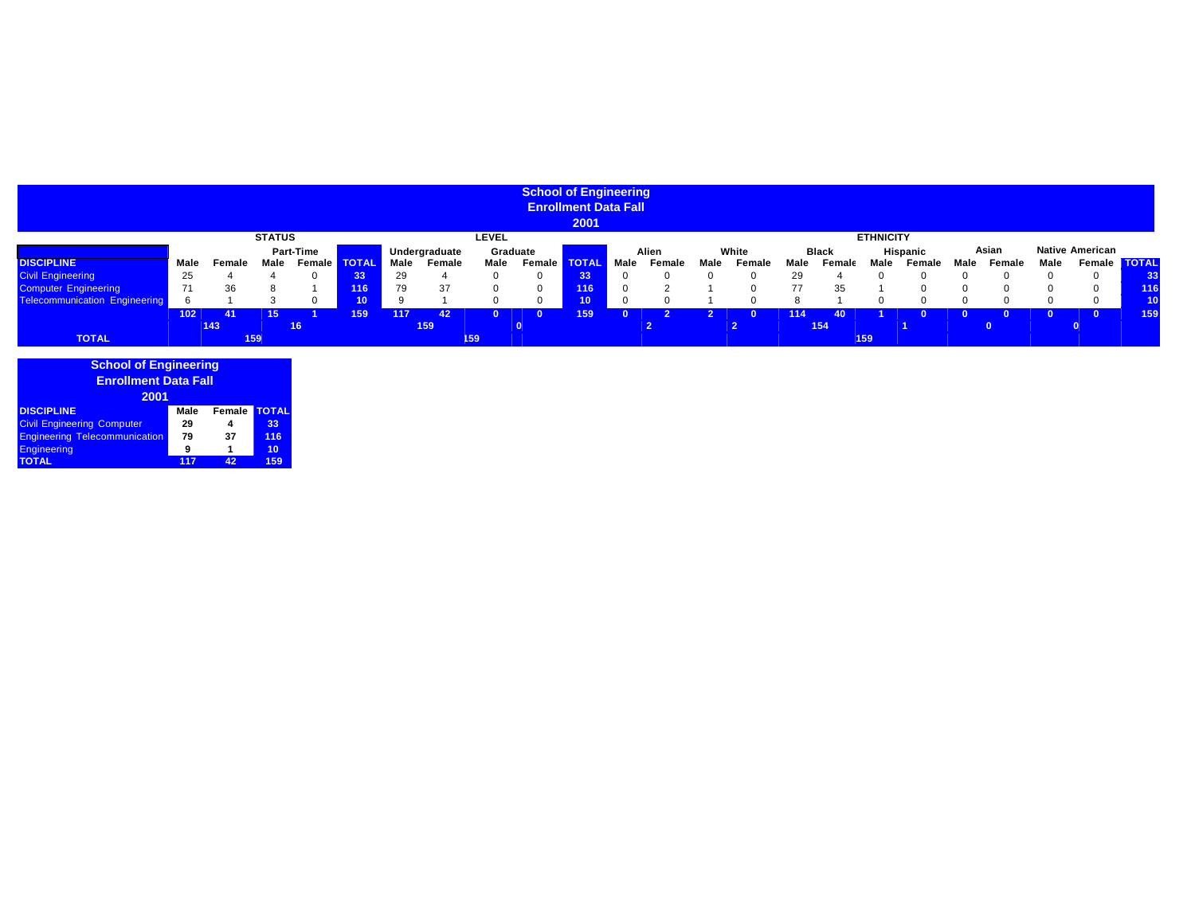# School of Engineering
## Enrollment Data Fall
## 2001

| | STATUS | | | | | LEVEL | | | | | ETHNICITY | | | | | | | | | | | | | |
|---|---|---|---|---|---|---|---|---|---|---|---|---|---|---|---|---|---|---|---|---|---|---|---|---|
| | | | Part-Time | | | Undergraduate | | Graduate | | | Alien | | White | | Black | | Hispanic | | Asian | | Native American | | |
| DISCIPLINE | Male | Female | Male | Female | TOTAL | Male | Female | Male | Female | TOTAL | Male | Female | Male | Female | Male | Female | Male | Female | Male | Female | Male | Female | TOTAL |
| Civil Engineering | 25 | 4 | 4 | 0 | 33 | 29 | 4 | 0 | 0 | 33 | 0 | 0 | 0 | 0 | 29 | 4 | 0 | 0 | 0 | 0 | 0 | 0 | 33 |
| Computer Engineering | 71 | 36 | 8 | 1 | 116 | 79 | 37 | 0 | 0 | 116 | 0 | 2 | 1 | 0 | 77 | 35 | 1 | 0 | 0 | 0 | 0 | 0 | 116 |
| Telecommunication Engineering | 6 | 1 | 3 | 0 | 10 | 9 | 1 | 0 | 0 | 10 | 0 | 0 | 1 | 0 | 8 | 1 | 0 | 0 | 0 | 0 | 0 | 0 | 10 |
| | 102 | 41 | 15 | 1 | 159 | 117 | 42 | 0 | 0 | 159 | 0 | 2 | 2 | 0 | 114 | 40 | 1 | 0 | 0 | 0 | 0 | 0 | 159 |
| | 143 | | 16 | | | 159 | | 0 | | | 2 | | 2 | | 154 | | 1 | | 0 | | 0 | | |
| TOTAL | 159 | | | | | 159 | | | | | | | | | 159 | | | | | | | | |

# School of Engineering
## Enrollment Data Fall
## 2001

| DISCIPLINE | Male | Female | TOTAL |
|---|---|---|---|
| Civil Engineering Computer | 29 | 4 | 33 |
| Engineering Telecommunication | 79 | 37 | 116 |
| Engineering | 9 | 1 | 10 |
| TOTAL | 117 | 42 | 159 |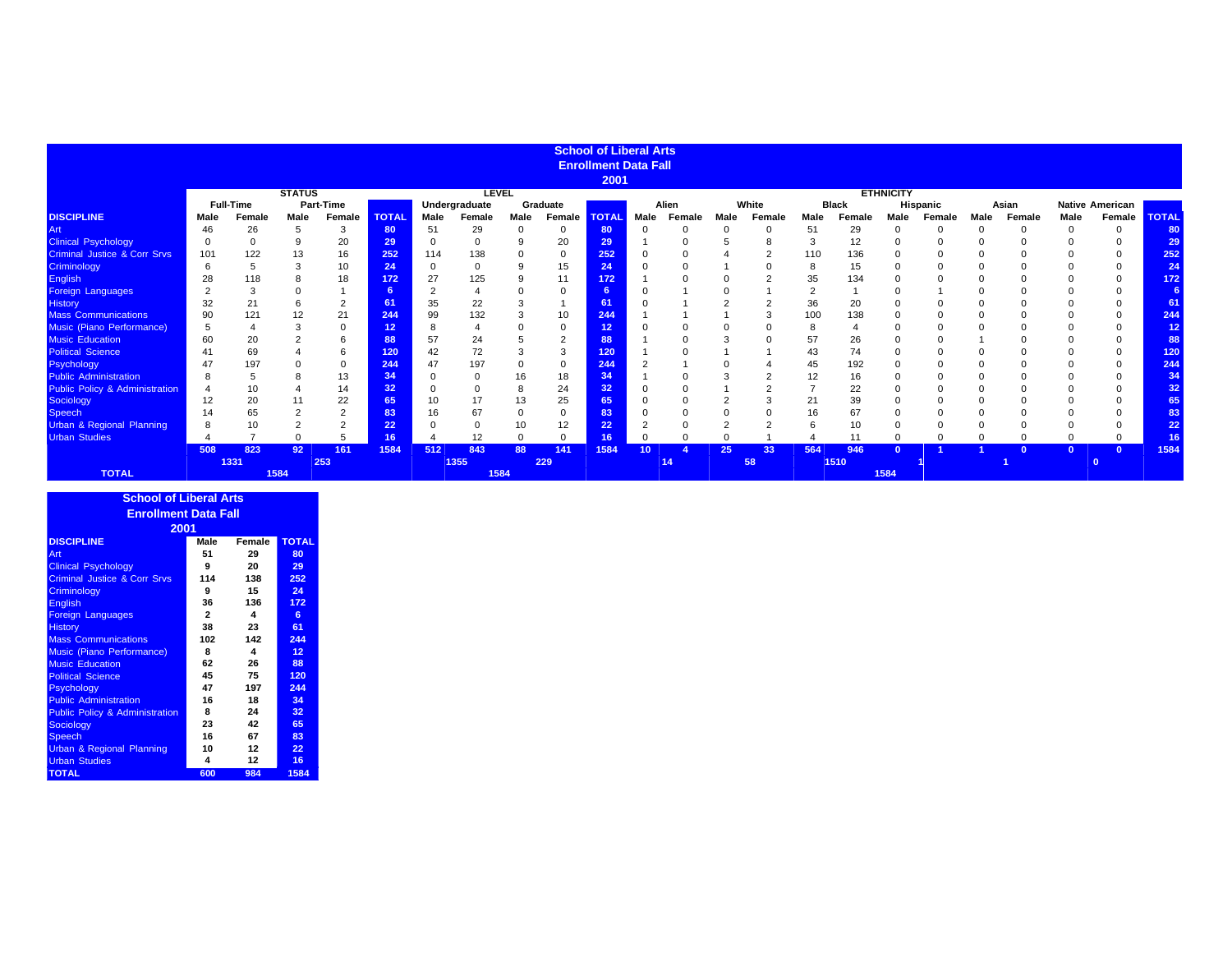## School of Liberal Arts
## Enrollment Data Fall
## 2001

| DISCIPLINE | STATUS | | | | | LEVEL | | | | | ETHNICITY | | | | | | | | | | | | | |
|---|---|---|---|---|---|---|---|---|---|---|---|---|---|---|---|---|---|---|---|---|---|---|---|---|
| | Full-Time | | Part-Time | | | Undergraduate | | Graduate | | | Alien | | White | | Black | | Hispanic | | Asian | | Native American | | |
| | Male | Female | Male | Female | TOTAL | Male | Female | Male | Female | TOTAL | Male | Female | Male | Female | Male | Female | Male | Female | Male | Female | Male | Female | TOTAL |
| Art | 46 | 26 | 5 | 3 | 80 | 51 | 29 | 0 | 0 | 80 | 0 | 0 | 0 | 0 | 51 | 29 | 0 | 0 | 0 | 0 | 0 | 0 | 80 |
| Clinical Psychology | 0 | 0 | 9 | 20 | 29 | 0 | 0 | 9 | 20 | 29 | 1 | 0 | 5 | 8 | 3 | 12 | 0 | 0 | 0 | 0 | 0 | 0 | 29 |
| Criminal Justice & Corr Srvs | 101 | 122 | 13 | 16 | 252 | 114 | 138 | 0 | 0 | 252 | 0 | 0 | 4 | 2 | 110 | 136 | 0 | 0 | 0 | 0 | 0 | 0 | 252 |
| Criminology | 6 | 5 | 3 | 10 | 24 | 0 | 0 | 9 | 15 | 24 | 0 | 0 | 1 | 0 | 8 | 15 | 0 | 0 | 0 | 0 | 0 | 0 | 24 |
| English | 28 | 118 | 8 | 18 | 172 | 27 | 125 | 9 | 11 | 172 | 1 | 0 | 0 | 2 | 35 | 134 | 0 | 0 | 0 | 0 | 0 | 0 | 172 |
| Foreign Languages | 2 | 3 | 0 | 1 | 6 | 2 | 4 | 0 | 0 | 6 | 0 | 1 | 0 | 1 | 2 | 1 | 0 | 1 | 0 | 0 | 0 | 0 | 6 |
| History | 32 | 21 | 6 | 2 | 61 | 35 | 22 | 3 | 1 | 61 | 0 | 1 | 2 | 2 | 36 | 20 | 0 | 0 | 0 | 0 | 0 | 0 | 61 |
| Mass Communications | 90 | 121 | 12 | 21 | 244 | 99 | 132 | 3 | 10 | 244 | 1 | 1 | 1 | 3 | 100 | 138 | 0 | 0 | 0 | 0 | 0 | 0 | 244 |
| Music (Piano Performance) | 5 | 4 | 3 | 0 | 12 | 8 | 4 | 0 | 0 | 12 | 0 | 0 | 0 | 0 | 8 | 4 | 0 | 0 | 0 | 0 | 0 | 0 | 12 |
| Music Education | 60 | 20 | 2 | 6 | 88 | 57 | 24 | 5 | 2 | 88 | 1 | 0 | 3 | 0 | 57 | 26 | 0 | 0 | 1 | 0 | 0 | 0 | 88 |
| Political Science | 41 | 69 | 4 | 6 | 120 | 42 | 72 | 3 | 3 | 120 | 1 | 0 | 1 | 1 | 43 | 74 | 0 | 0 | 0 | 0 | 0 | 0 | 120 |
| Psychology | 47 | 197 | 0 | 0 | 244 | 47 | 197 | 0 | 0 | 244 | 2 | 1 | 0 | 4 | 45 | 192 | 0 | 0 | 0 | 0 | 0 | 0 | 244 |
| Public Administration | 8 | 5 | 8 | 13 | 34 | 0 | 0 | 16 | 18 | 34 | 1 | 0 | 3 | 2 | 12 | 16 | 0 | 0 | 0 | 0 | 0 | 0 | 34 |
| Public Policy & Administration | 4 | 10 | 4 | 14 | 32 | 0 | 0 | 8 | 24 | 32 | 0 | 0 | 1 | 2 | 7 | 22 | 0 | 0 | 0 | 0 | 0 | 0 | 32 |
| Sociology | 12 | 20 | 11 | 22 | 65 | 10 | 17 | 13 | 25 | 65 | 0 | 0 | 2 | 3 | 21 | 39 | 0 | 0 | 0 | 0 | 0 | 0 | 65 |
| Speech | 14 | 65 | 2 | 2 | 83 | 16 | 67 | 0 | 0 | 83 | 0 | 0 | 0 | 0 | 16 | 67 | 0 | 0 | 0 | 0 | 0 | 0 | 83 |
| Urban & Regional Planning | 8 | 10 | 2 | 2 | 22 | 0 | 0 | 10 | 12 | 22 | 2 | 0 | 2 | 2 | 6 | 10 | 0 | 0 | 0 | 0 | 0 | 0 | 22 |
| Urban Studies | 4 | 7 | 0 | 5 | 16 | 4 | 12 | 0 | 0 | 16 | 0 | 0 | 0 | 1 | 4 | 11 | 0 | 0 | 0 | 0 | 0 | 0 | 16 |
| | 508 | 823 | 92 | 161 | 1584 | 512 | 843 | 88 | 141 | 1584 | 10 | 4 | 25 | 33 | 564 | 946 | 0 | 1 | 1 | 0 | 0 | 0 | 1584 |
| | 1331 | | 253 | | | 1355 | | 229 | | | 14 | | 58 | | 1510 | | 1 | | 1 | | 0 | | |
| TOTAL | 1584 | | | | | 1584 | | | | | 1584 | | | | | | | | | | | | |

## School of Liberal Arts
## Enrollment Data Fall
## 2001

| DISCIPLINE | Male | Female | TOTAL |
|---|---|---|---|
| Art | 51 | 29 | 80 |
| Clinical Psychology | 9 | 20 | 29 |
| Criminal Justice & Corr Srvs | 114 | 138 | 252 |
| Criminology | 9 | 15 | 24 |
| English | 36 | 136 | 172 |
| Foreign Languages | 2 | 4 | 6 |
| History | 38 | 23 | 61 |
| Mass Communications | 102 | 142 | 244 |
| Music (Piano Performance) | 8 | 4 | 12 |
| Music Education | 62 | 26 | 88 |
| Political Science | 45 | 75 | 120 |
| Psychology | 47 | 197 | 244 |
| Public Administration | 16 | 18 | 34 |
| Public Policy & Administration | 8 | 24 | 32 |
| Sociology | 23 | 42 | 65 |
| Speech | 16 | 67 | 83 |
| Urban & Regional Planning | 10 | 12 | 22 |
| Urban Studies | 4 | 12 | 16 |
| TOTAL | 600 | 984 | 1584 |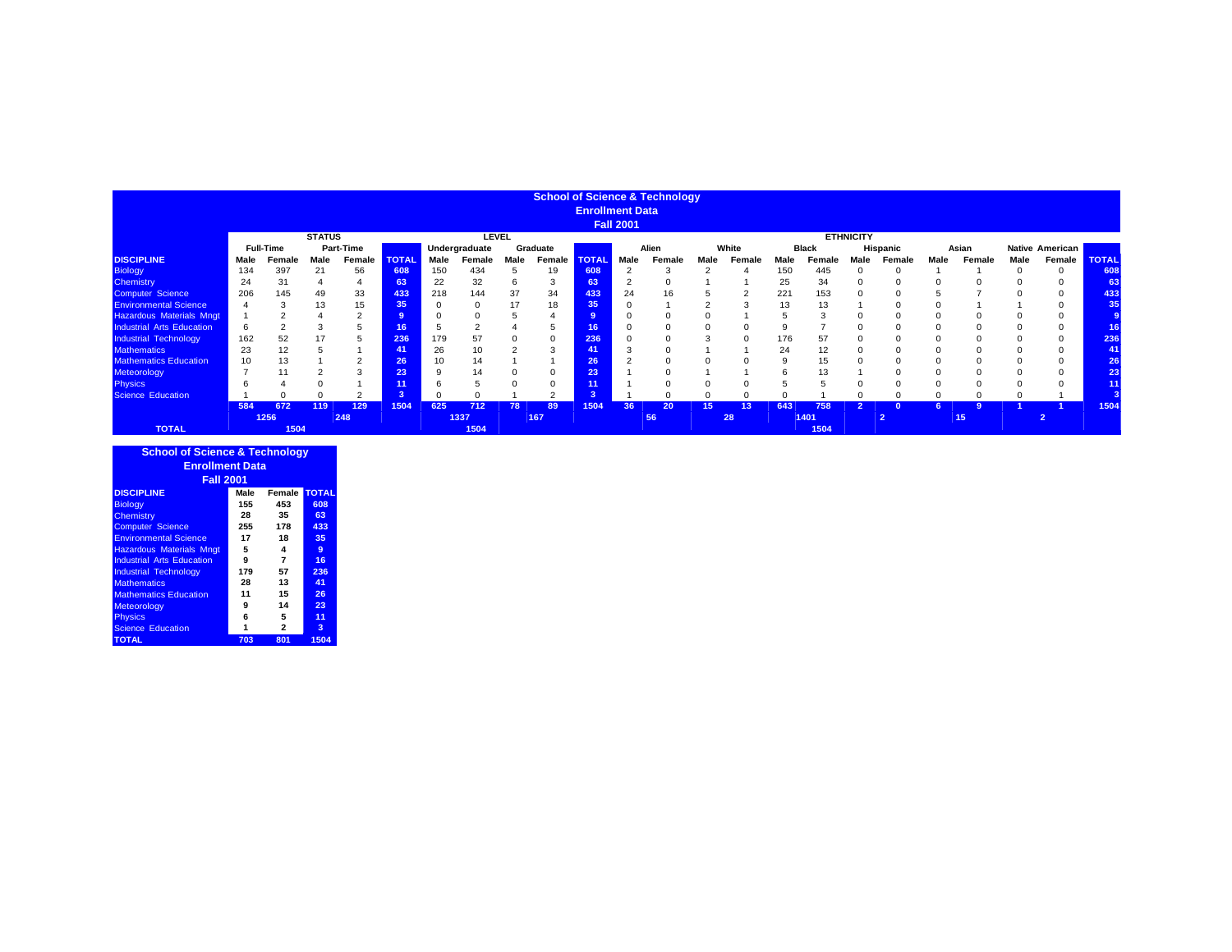## School of Science & Technology
## Enrollment Data
## Fall 2001

| DISCIPLINE | STATUS | | | | | LEVEL | | | | | ETHNICITY | | | | | | | | | | | | |
|---|---|---|---|---|---|---|---|---|---|---|---|---|---|---|---|---|---|---|---|---|---|---|---|
| | Full-Time | | Part-Time | | | Undergraduate | | Graduate | | | Alien | | White | | Black | | Hispanic | | Asian | | Native American | | |
| | Male | Female | Male | Female | TOTAL | Male | Female | Male | Female | TOTAL | Male | Female | Male | Female | Male | Female | Male | Female | Male | Female | Male | Female | TOTAL |
| Biology | 134 | 397 | 21 | 56 | 608 | 150 | 434 | 5 | 19 | 608 | 2 | 3 | 2 | 4 | 150 | 445 | 0 | 0 | 1 | 1 | 0 | 0 | 608 |
| Chemistry | 24 | 31 | 4 | 4 | 63 | 22 | 32 | 6 | 3 | 63 | 2 | 0 | 1 | 1 | 25 | 34 | 0 | 0 | 0 | 0 | 0 | 0 | 63 |
| Computer Science | 206 | 145 | 49 | 33 | 433 | 218 | 144 | 37 | 34 | 433 | 24 | 16 | 5 | 2 | 221 | 153 | 0 | 0 | 5 | 7 | 0 | 0 | 433 |
| Environmental Science | 4 | 3 | 13 | 15 | 35 | 0 | 0 | 17 | 18 | 35 | 0 | 1 | 2 | 3 | 13 | 13 | 1 | 0 | 0 | 1 | 1 | 0 | 35 |
| Hazardous Materials Mngt | 1 | 2 | 4 | 2 | 9 | 0 | 0 | 5 | 4 | 9 | 0 | 0 | 0 | 1 | 5 | 3 | 0 | 0 | 0 | 0 | 0 | 0 | 9 |
| Industrial Arts Education | 6 | 2 | 3 | 5 | 16 | 5 | 2 | 4 | 5 | 16 | 0 | 0 | 0 | 0 | 9 | 7 | 0 | 0 | 0 | 0 | 0 | 0 | 16 |
| Industrial Technology | 162 | 52 | 17 | 5 | 236 | 179 | 57 | 0 | 0 | 236 | 0 | 0 | 3 | 0 | 176 | 57 | 0 | 0 | 0 | 0 | 0 | 0 | 236 |
| Mathematics | 23 | 12 | 5 | 1 | 41 | 26 | 10 | 2 | 3 | 41 | 3 | 0 | 1 | 1 | 24 | 12 | 0 | 0 | 0 | 0 | 0 | 0 | 41 |
| Mathematics Education | 10 | 13 | 1 | 2 | 26 | 10 | 14 | 1 | 1 | 26 | 2 | 0 | 0 | 0 | 9 | 15 | 0 | 0 | 0 | 0 | 0 | 0 | 26 |
| Meteorology | 7 | 11 | 2 | 3 | 23 | 9 | 14 | 0 | 0 | 23 | 1 | 0 | 1 | 1 | 6 | 13 | 1 | 0 | 0 | 0 | 0 | 0 | 23 |
| Physics | 6 | 4 | 0 | 1 | 11 | 6 | 5 | 0 | 0 | 11 | 1 | 0 | 0 | 0 | 5 | 5 | 0 | 0 | 0 | 0 | 0 | 0 | 11 |
| Science Education | 1 | 0 | 0 | 2 | 3 | 0 | 0 | 1 | 2 | 3 | 1 | 0 | 0 | 0 | 0 | 1 | 0 | 0 | 0 | 0 | 0 | 1 | 3 |
| | 584 | 672 | 119 | 129 | 1504 | 625 | 712 | 78 | 89 | 1504 | 36 | 20 | 15 | 13 | 643 | 758 | 2 | 0 | 6 | 9 | 1 | 1 | 1504 |
| | 1256 | | 248 | | | 1337 | | 167 | | | 56 | | 28 | | 1401 | | 2 | | 15 | | 2 | | |
| TOTAL | 1504 | | | | | 1504 | | | | | | | | | 1504 | | | | | | | | |

## School of Science & Technology
## Enrollment Data
## Fall 2001

| DISCIPLINE | Male | Female | TOTAL |
|---|---|---|---|
| Biology | 155 | 453 | 608 |
| Chemistry | 28 | 35 | 63 |
| Computer Science | 255 | 178 | 433 |
| Environmental Science | 17 | 18 | 35 |
| Hazardous Materials Mngt | 5 | 4 | 9 |
| Industrial Arts Education | 9 | 7 | 16 |
| Industrial Technology | 179 | 57 | 236 |
| Mathematics | 28 | 13 | 41 |
| Mathematics Education | 11 | 15 | 26 |
| Meteorology | 9 | 14 | 23 |
| Physics | 6 | 5 | 11 |
| Science Education | 1 | 2 | 3 |
| TOTAL | 703 | 801 | 1504 |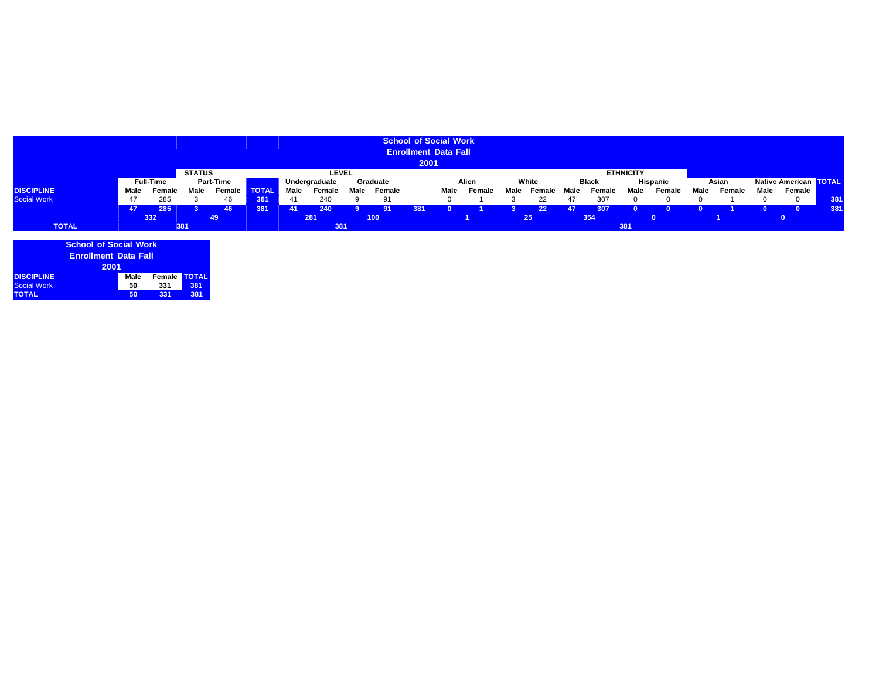## School of Social Work
## Enrollment Data Fall
## 2001

| | STATUS | | | | | LEVEL | | | | | ETHNICITY | | | | | | | | | | | | | |
|---|---|---|---|---|---|---|---|---|---|---|---|---|---|---|---|---|---|---|---|---|---|---|---|---|
| | Full-Time | | Part-Time | | | Undergraduate | | Graduate | | | Alien | | White | | Black | | Hispanic | | Asian | | Native American | | TOTAL |
| DISCIPLINE | Male | Female | Male | Female | TOTAL | Male | Female | Male | Female | | Male | Female | Male | Female | Male | Female | Male | Female | Male | Female | Male | Female | |
| Social Work | 47 | 285 | 3 | 46 | 381 | 41 | 240 | 9 | 91 | | 0 | 1 | 3 | 22 | 47 | 307 | 0 | 0 | 0 | 1 | 0 | 0 | 381 |
| | 47 | 285 | 3 | 46 | 381 | 41 | 240 | 9 | 91 | 381 | 0 | 1 | 3 | 22 | 47 | 307 | 0 | 0 | 0 | 1 | 0 | 0 | 381 |
| | 332 | | 49 | | | 281 | | 100 | | | 1 | | 25 | | 354 | | 0 | | 1 | | 0 | | |
| TOTAL | 381 | | | | | 381 | | | | | 381 | | | | | | | | | | | | |

## School of Social Work
## Enrollment Data Fall
## 2001

| DISCIPLINE | Male | Female | TOTAL |
|---|---|---|---|
| Social Work | 50 | 331 | 381 |
| TOTAL | 50 | 331 | 381 |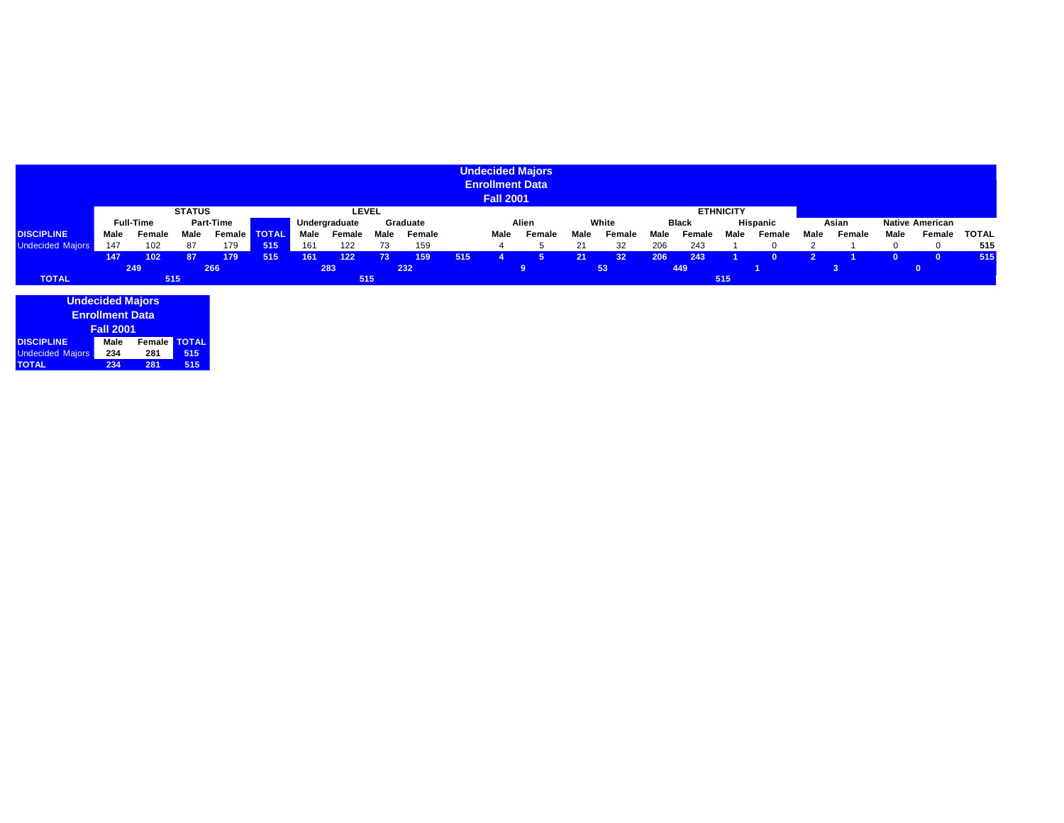# Undecided Majors
## Enrollment Data
## Fall 2001

| | STATUS | | | | | LEVEL | | | | | ETHNICITY | | | | | | | | | | | | | |
|---|---|---|---|---|---|---|---|---|---|---|---|---|---|---|---|---|---|---|---|---|---|---|---|---|
| | Full-Time | | Part-Time | | | Undergraduate | | Graduate | | | Alien | | White | | Black | | Hispanic | | Asian | | Native American | | |
| DISCIPLINE | Male | Female | Male | Female | TOTAL | Male | Female | Male | Female | | Male | Female | Male | Female | Male | Female | Male | Female | Male | Female | Male | Female | TOTAL |
| Undecided Majors | 147 | 102 | 87 | 179 | 515 | 161 | 122 | 73 | 159 | | 4 | 5 | 21 | 32 | 206 | 243 | 1 | 0 | 2 | 1 | 0 | 0 | 515 |
| | 147 | 102 | 87 | 179 | 515 | 161 | 122 | 73 | 159 | 515 | 4 | 5 | 21 | 32 | 206 | 243 | 1 | 0 | 2 | 1 | 0 | 0 | 515 |
| | 249 | | 266 | | | 283 | | 232 | | | 9 | | 53 | | 449 | | 1 | | 3 | | 0 | | |
| TOTAL | 515 | | | | | 515 | | | | | 515 | | | | | | | | | | | | |

# Undecided Majors
## Enrollment Data
## Fall 2001

| DISCIPLINE | Male | Female | TOTAL |
|---|---|---|---|
| Undecided Majors | 234 | 281 | 515 |
| TOTAL | 234 | 281 | 515 |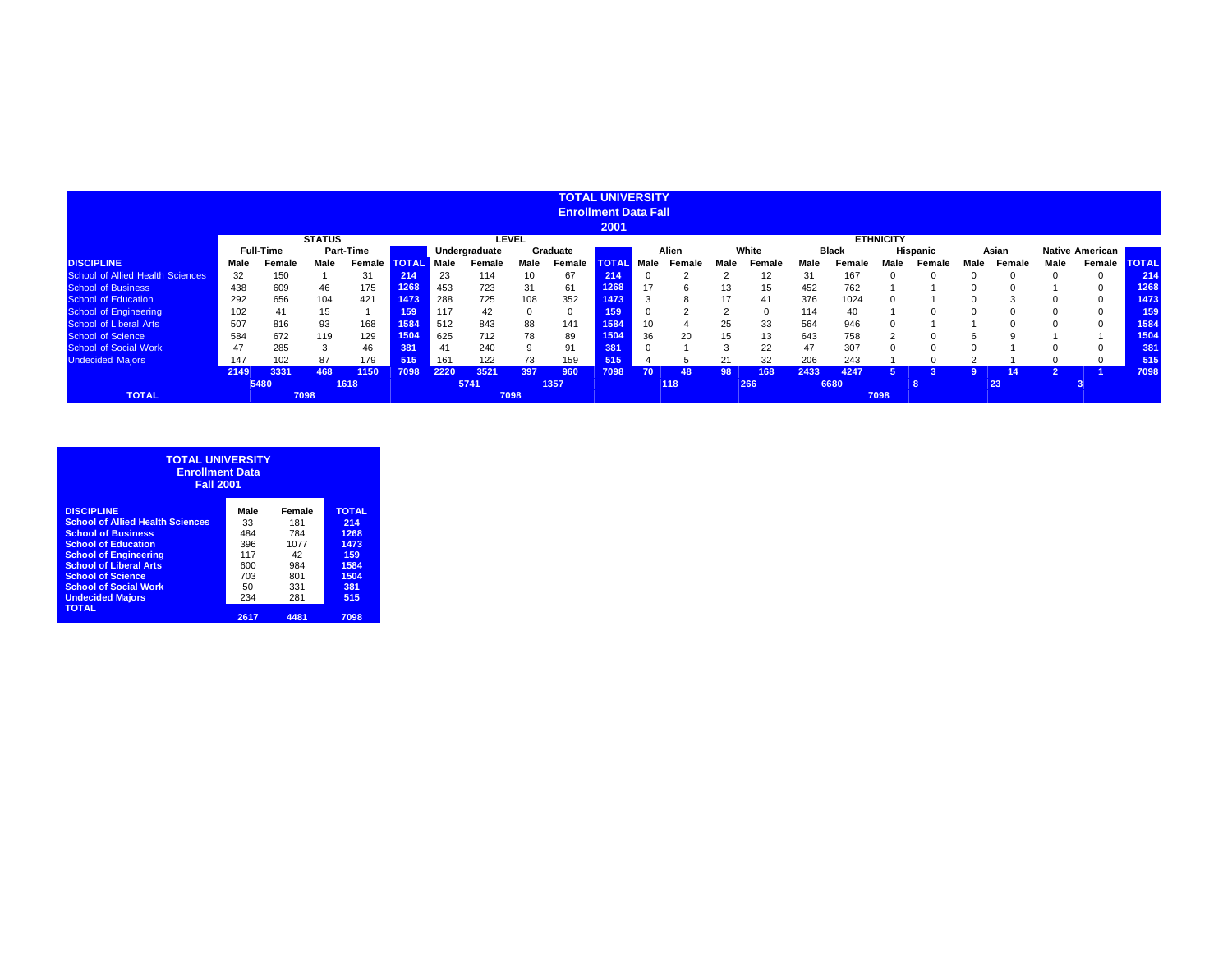# TOTAL UNIVERSITY
## Enrollment Data Fall 2001

| | STATUS | | | | | LEVEL | | | | | ETHNICITY | | | | | | | | | | | | |
|---|---|---|---|---|---|---|---|---|---|---|---|---|---|---|---|---|---|---|---|---|---|---|---|
| | Full-Time | | Part-Time | | | Undergraduate | | Graduate | | | Alien | | White | | Black | | Hispanic | | Asian | | Native American | | |
| DISCIPLINE | Male | Female | Male | Female | TOTAL | Male | Female | Male | Female | TOTAL | Male | Female | Male | Female | Male | Female | Male | Female | Male | Female | Male | Female | TOTAL |
| School of Allied Health Sciences | 32 | 150 | 1 | 31 | 214 | 23 | 114 | 10 | 67 | 214 | 0 | 2 | 2 | 12 | 31 | 167 | 0 | 0 | 0 | 0 | 0 | 0 | 214 |
| School of Business | 438 | 609 | 46 | 175 | 1268 | 453 | 723 | 31 | 61 | 1268 | 17 | 6 | 13 | 15 | 452 | 762 | 1 | 1 | 0 | 0 | 1 | 0 | 1268 |
| School of Education | 292 | 656 | 104 | 421 | 1473 | 288 | 725 | 108 | 352 | 1473 | 3 | 8 | 17 | 41 | 376 | 1024 | 0 | 1 | 0 | 3 | 0 | 0 | 1473 |
| School of Engineering | 102 | 41 | 15 | 1 | 159 | 117 | 42 | 0 | 0 | 159 | 0 | 2 | 2 | 0 | 114 | 40 | 1 | 0 | 0 | 0 | 0 | 0 | 159 |
| School of Liberal Arts | 507 | 816 | 93 | 168 | 1584 | 512 | 843 | 88 | 141 | 1584 | 10 | 4 | 25 | 33 | 564 | 946 | 0 | 1 | 1 | 0 | 0 | 0 | 1584 |
| School of Science | 584 | 672 | 119 | 129 | 1504 | 625 | 712 | 78 | 89 | 1504 | 36 | 20 | 15 | 13 | 643 | 758 | 2 | 0 | 6 | 9 | 1 | 1 | 1504 |
| School of Social Work | 47 | 285 | 3 | 46 | 381 | 41 | 240 | 9 | 91 | 381 | 0 | 1 | 3 | 22 | 47 | 307 | 0 | 0 | 0 | 1 | 0 | 0 | 381 |
| Undecided Majors | 147 | 102 | 87 | 179 | 515 | 161 | 122 | 73 | 159 | 515 | 4 | 5 | 21 | 32 | 206 | 243 | 1 | 0 | 2 | 1 | 0 | 0 | 515 |
| | 2149 | 3331 | 468 | 1150 | 7098 | 2220 | 3521 | 397 | 960 | 7098 | 70 | 48 | 98 | 168 | 2433 | 4247 | 5 | 3 | 9 | 14 | 2 | 1 | 7098 |
| | 5480 | | 1618 | | | 5741 | | 1357 | | | 118 | | 266 | | 6680 | | 8 | | 23 | | 3 | | |
| TOTAL | 7098 | | | | | 7098 | | | | | 7098 | | | | | | | | | | | | |

# TOTAL UNIVERSITY
## Enrollment Data Fall 2001

| DISCIPLINE | Male | Female | TOTAL |
|---|---|---|---|
| School of Allied Health Sciences | 33 | 181 | 214 |
| School of Business | 484 | 784 | 1268 |
| School of Education | 396 | 1077 | 1473 |
| School of Engineering | 117 | 42 | 159 |
| School of Liberal Arts | 600 | 984 | 1584 |
| School of Science | 703 | 801 | 1504 |
| School of Social Work | 50 | 331 | 381 |
| Undecided Majors | 234 | 281 | 515 |
| TOTAL | 2617 | 4481 | 7098 |